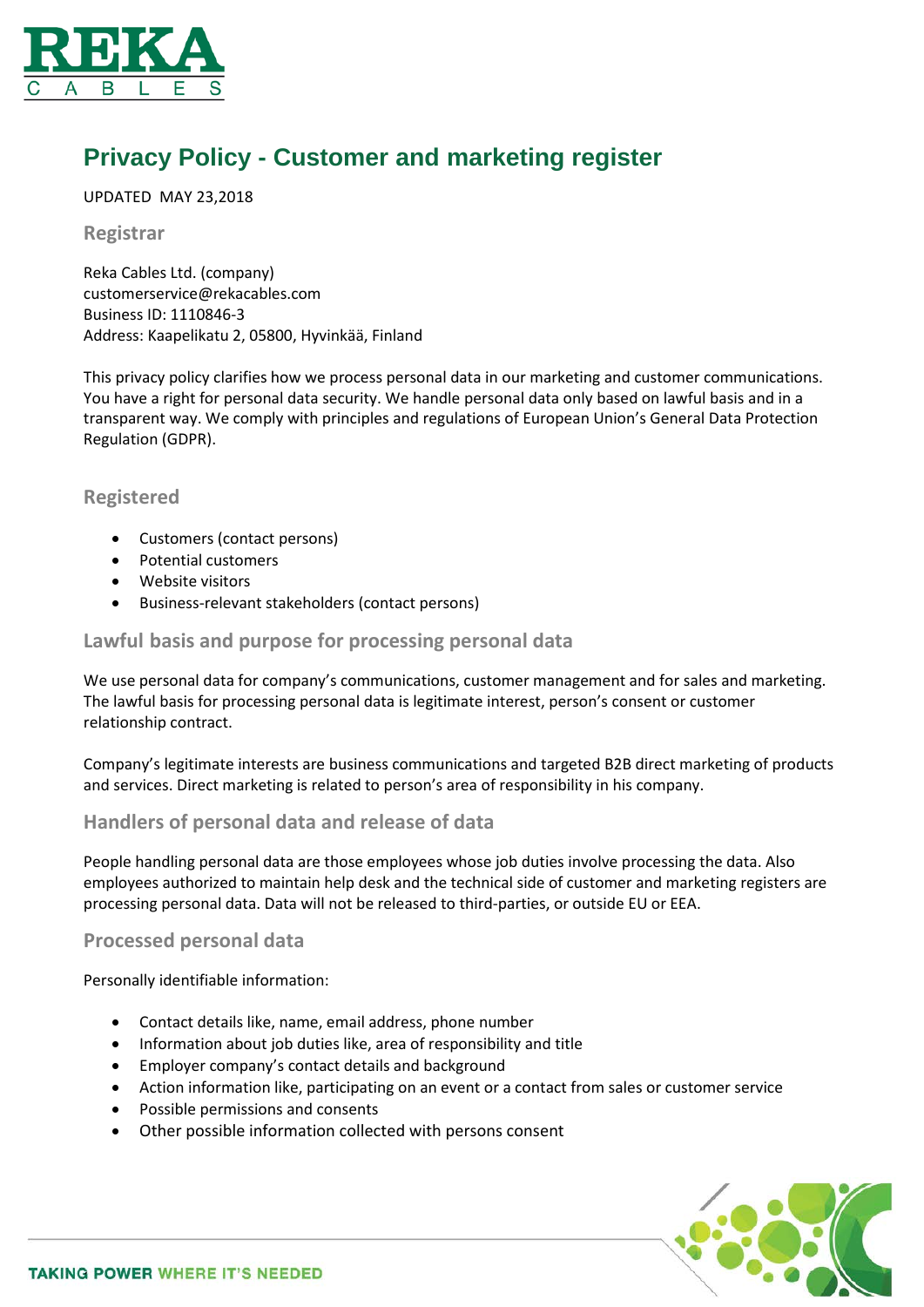# Privacy Policy - Customer and marketing register

UPDATED MAY 23,2018

## Registrar

Reka Cables Ltd. (company)
customerservice@rekacables.com
Business ID: 1110846-3
Address: Kaapelikatu 2, 05800, Hyvinkää, Finland

This privacy policy clarifies how we process personal data in our marketing and customer communications. You have a right for personal data security. We handle personal data only based on lawful basis and in a transparent way. We comply with principles and regulations of European Union's General Data Protection Regulation (GDPR).

## Registered

- Customers (contact persons)
- Potential customers
- Website visitors
- Business-relevant stakeholders (contact persons)

## Lawful basis and purpose for processing personal data

We use personal data for company's communications, customer management and for sales and marketing. The lawful basis for processing personal data is legitimate interest, person's consent or customer relationship contract.

Company's legitimate interests are business communications and targeted B2B direct marketing of products and services. Direct marketing is related to person's area of responsibility in his company.

## Handlers of personal data and release of data

People handling personal data are those employees whose job duties involve processing the data. Also employees authorized to maintain help desk and the technical side of customer and marketing registers are processing personal data. Data will not be released to third-parties, or outside EU or EEA.

## Processed personal data

Personally identifiable information:

- Contact details like, name, email address, phone number
- Information about job duties like, area of responsibility and title
- Employer company's contact details and background
- Action information like, participating on an event or a contact from sales or customer service
- Possible permissions and consents
- Other possible information collected with persons consent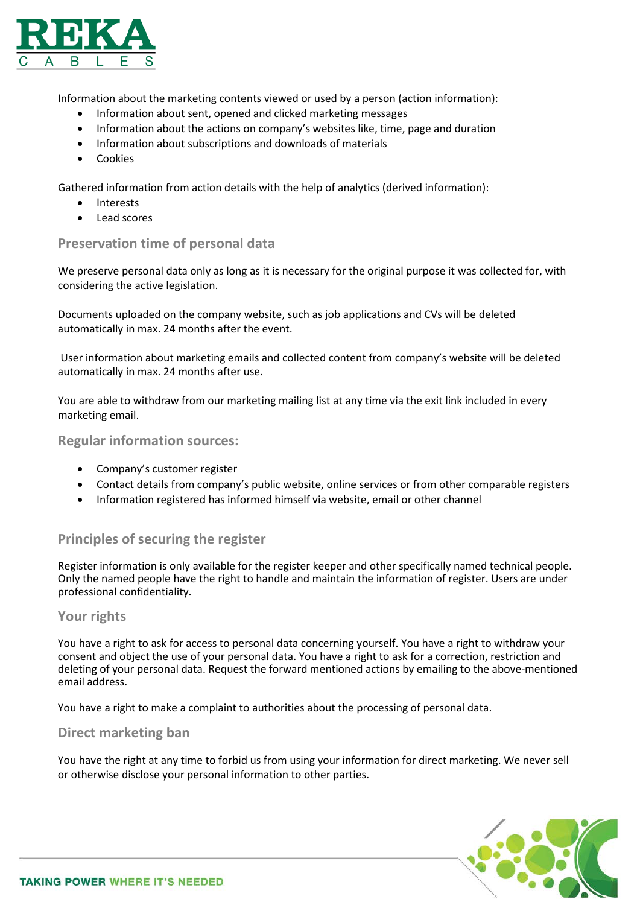Information about the marketing contents viewed or used by a person (action information):

- Information about sent, opened and clicked marketing messages
- Information about the actions on company's websites like, time, page and duration
- Information about subscriptions and downloads of materials
- Cookies

Gathered information from action details with the help of analytics (derived information):

- Interests
- Lead scores

## Preservation time of personal data

We preserve personal data only as long as it is necessary for the original purpose it was collected for, with considering the active legislation.

Documents uploaded on the company website, such as job applications and CVs will be deleted automatically in max. 24 months after the event.

User information about marketing emails and collected content from company's website will be deleted automatically in max. 24 months after use.

You are able to withdraw from our marketing mailing list at any time via the exit link included in every marketing email.

## Regular information sources:

- Company's customer register
- Contact details from company's public website, online services or from other comparable registers
- Information registered has informed himself via website, email or other channel

## Principles of securing the register

Register information is only available for the register keeper and other specifically named technical people. Only the named people have the right to handle and maintain the information of register. Users are under professional confidentiality.

## Your rights

You have a right to ask for access to personal data concerning yourself. You have a right to withdraw your consent and object the use of your personal data. You have a right to ask for a correction, restriction and deleting of your personal data. Request the forward mentioned actions by emailing to the above-mentioned email address.

You have a right to make a complaint to authorities about the processing of personal data.

## Direct marketing ban

You have the right at any time to forbid us from using your information for direct marketing. We never sell or otherwise disclose your personal information to other parties.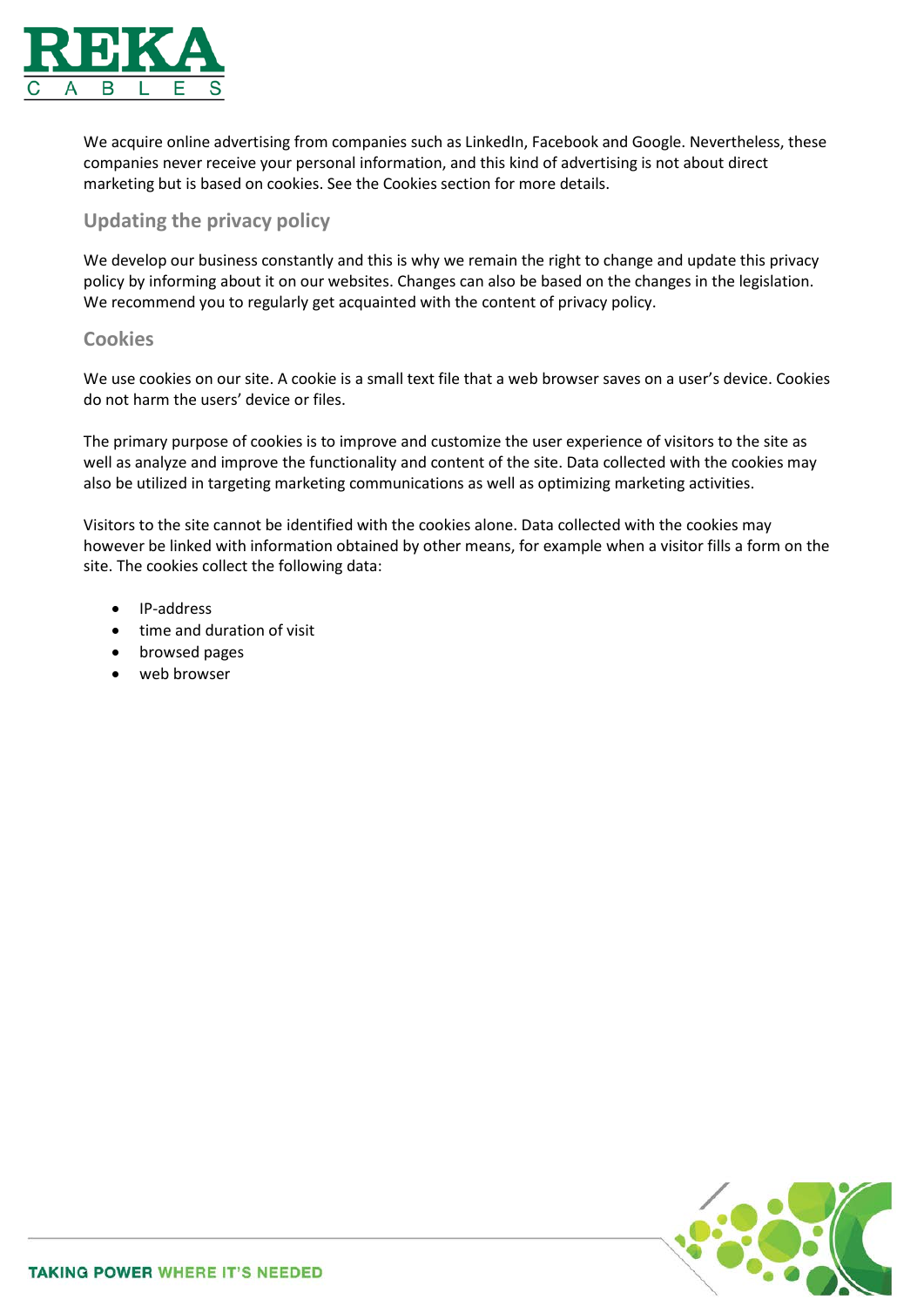We acquire online advertising from companies such as LinkedIn, Facebook and Google. Nevertheless, these companies never receive your personal information, and this kind of advertising is not about direct marketing but is based on cookies. See the Cookies section for more details.

## Updating the privacy policy

We develop our business constantly and this is why we remain the right to change and update this privacy policy by informing about it on our websites. Changes can also be based on the changes in the legislation. We recommend you to regularly get acquainted with the content of privacy policy.

## Cookies

We use cookies on our site. A cookie is a small text file that a web browser saves on a user's device. Cookies do not harm the users' device or files.

The primary purpose of cookies is to improve and customize the user experience of visitors to the site as well as analyze and improve the functionality and content of the site. Data collected with the cookies may also be utilized in targeting marketing communications as well as optimizing marketing activities.

Visitors to the site cannot be identified with the cookies alone. Data collected with the cookies may however be linked with information obtained by other means, for example when a visitor fills a form on the site. The cookies collect the following data:

- IP-address
- time and duration of visit
- browsed pages
- web browser